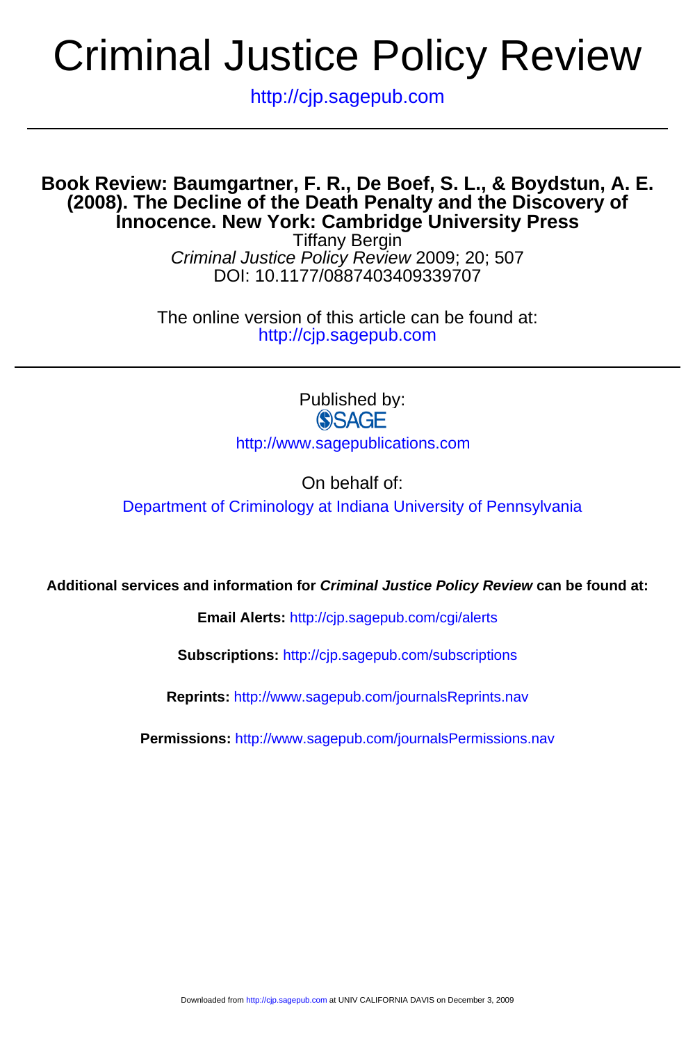# Criminal Justice Policy Review

http://cjp.sagepub.com

## Book Review: Baumgartner, F. R., De Boef, S. L., & Boydstun, A. E. (2008). The Decline of the Death Penalty and the Discovery of Innocence. New York: Cambridge University Press

Tiffany Bergin

*Criminal Justice Policy Review* 2009; 20; 507

DOI: 10.1177/0887403409339707

The online version of this article can be found at:
http://cjp.sagepub.com

Published by:

SAGE

http://www.sagepublications.com

On behalf of:

Department of Criminology at Indiana University of Pennsylvania

**Additional services and information for *Criminal Justice Policy Review* can be found at:**

**Email Alerts:** http://cjp.sagepub.com/cgi/alerts

**Subscriptions:** http://cjp.sagepub.com/subscriptions

**Reprints:** http://www.sagepub.com/journalsReprints.nav

**Permissions:** http://www.sagepub.com/journalsPermissions.nav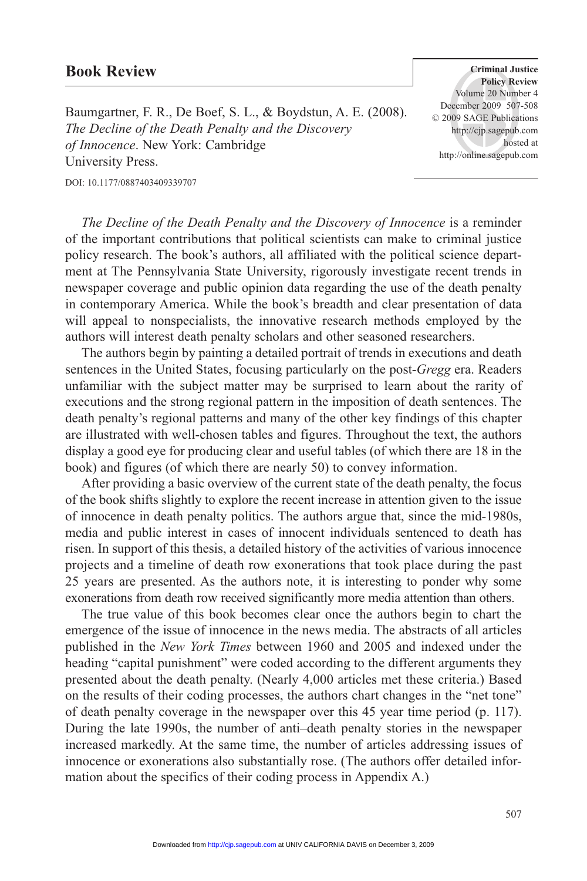## Book Review

Baumgartner, F. R., De Boef, S. L., & Boydstun, A. E. (2008). *The Decline of the Death Penalty and the Discovery of Innocence*. New York: Cambridge University Press.

DOI: 10.1177/0887403409339707

*The Decline of the Death Penalty and the Discovery of Innocence* is a reminder of the important contributions that political scientists can make to criminal justice policy research. The book's authors, all affiliated with the political science department at The Pennsylvania State University, rigorously investigate recent trends in newspaper coverage and public opinion data regarding the use of the death penalty in contemporary America. While the book's breadth and clear presentation of data will appeal to nonspecialists, the innovative research methods employed by the authors will interest death penalty scholars and other seasoned researchers.

The authors begin by painting a detailed portrait of trends in executions and death sentences in the United States, focusing particularly on the post-*Gregg* era. Readers unfamiliar with the subject matter may be surprised to learn about the rarity of executions and the strong regional pattern in the imposition of death sentences. The death penalty's regional patterns and many of the other key findings of this chapter are illustrated with well-chosen tables and figures. Throughout the text, the authors display a good eye for producing clear and useful tables (of which there are 18 in the book) and figures (of which there are nearly 50) to convey information.

After providing a basic overview of the current state of the death penalty, the focus of the book shifts slightly to explore the recent increase in attention given to the issue of innocence in death penalty politics. The authors argue that, since the mid-1980s, media and public interest in cases of innocent individuals sentenced to death has risen. In support of this thesis, a detailed history of the activities of various innocence projects and a timeline of death row exonerations that took place during the past 25 years are presented. As the authors note, it is interesting to ponder why some exonerations from death row received significantly more media attention than others.

The true value of this book becomes clear once the authors begin to chart the emergence of the issue of innocence in the news media. The abstracts of all articles published in the *New York Times* between 1960 and 2005 and indexed under the heading "capital punishment" were coded according to the different arguments they presented about the death penalty. (Nearly 4,000 articles met these criteria.) Based on the results of their coding processes, the authors chart changes in the "net tone" of death penalty coverage in the newspaper over this 45 year time period (p. 117). During the late 1990s, the number of anti–death penalty stories in the newspaper increased markedly. At the same time, the number of articles addressing issues of innocence or exonerations also substantially rose. (The authors offer detailed information about the specifics of their coding process in Appendix A.)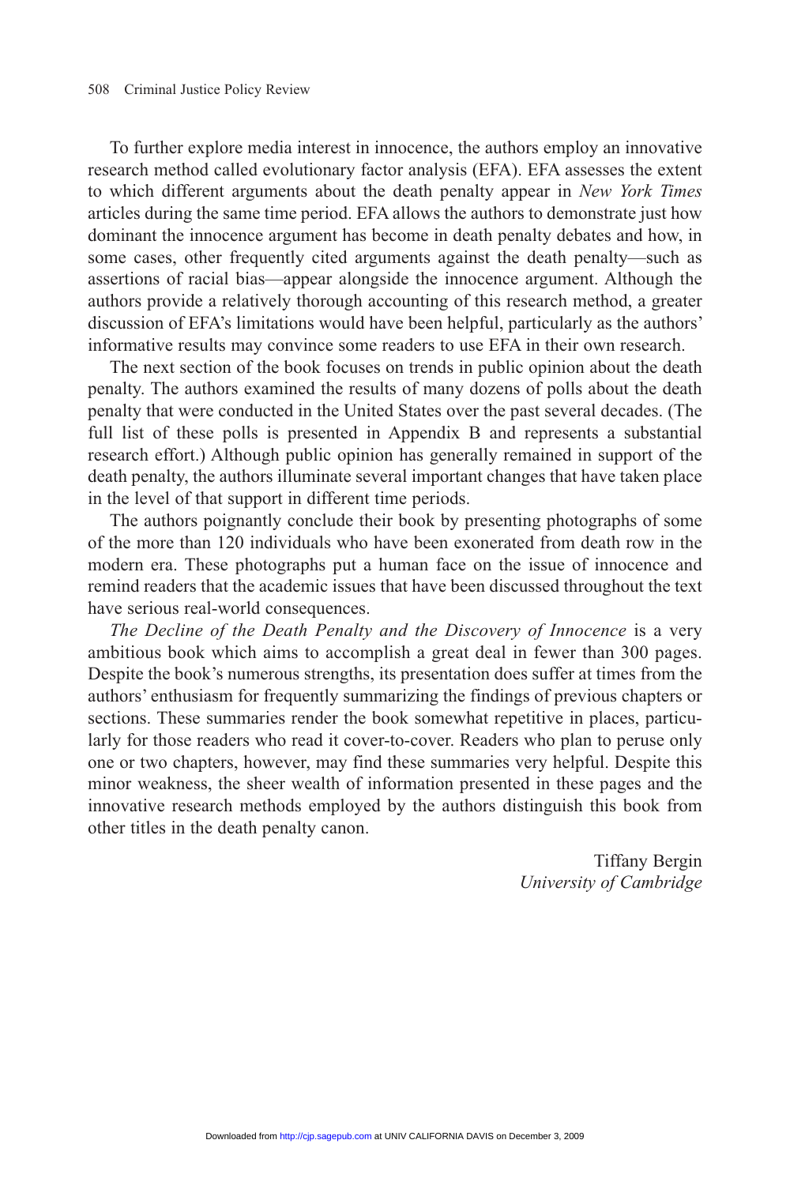To further explore media interest in innocence, the authors employ an innovative research method called evolutionary factor analysis (EFA). EFA assesses the extent to which different arguments about the death penalty appear in *New York Times* articles during the same time period. EFA allows the authors to demonstrate just how dominant the innocence argument has become in death penalty debates and how, in some cases, other frequently cited arguments against the death penalty—such as assertions of racial bias—appear alongside the innocence argument. Although the authors provide a relatively thorough accounting of this research method, a greater discussion of EFA's limitations would have been helpful, particularly as the authors' informative results may convince some readers to use EFA in their own research.

The next section of the book focuses on trends in public opinion about the death penalty. The authors examined the results of many dozens of polls about the death penalty that were conducted in the United States over the past several decades. (The full list of these polls is presented in Appendix B and represents a substantial research effort.) Although public opinion has generally remained in support of the death penalty, the authors illuminate several important changes that have taken place in the level of that support in different time periods.

The authors poignantly conclude their book by presenting photographs of some of the more than 120 individuals who have been exonerated from death row in the modern era. These photographs put a human face on the issue of innocence and remind readers that the academic issues that have been discussed throughout the text have serious real-world consequences.

*The Decline of the Death Penalty and the Discovery of Innocence* is a very ambitious book which aims to accomplish a great deal in fewer than 300 pages. Despite the book's numerous strengths, its presentation does suffer at times from the authors' enthusiasm for frequently summarizing the findings of previous chapters or sections. These summaries render the book somewhat repetitive in places, particularly for those readers who read it cover-to-cover. Readers who plan to peruse only one or two chapters, however, may find these summaries very helpful. Despite this minor weakness, the sheer wealth of information presented in these pages and the innovative research methods employed by the authors distinguish this book from other titles in the death penalty canon.

Tiffany Bergin
*University of Cambridge*